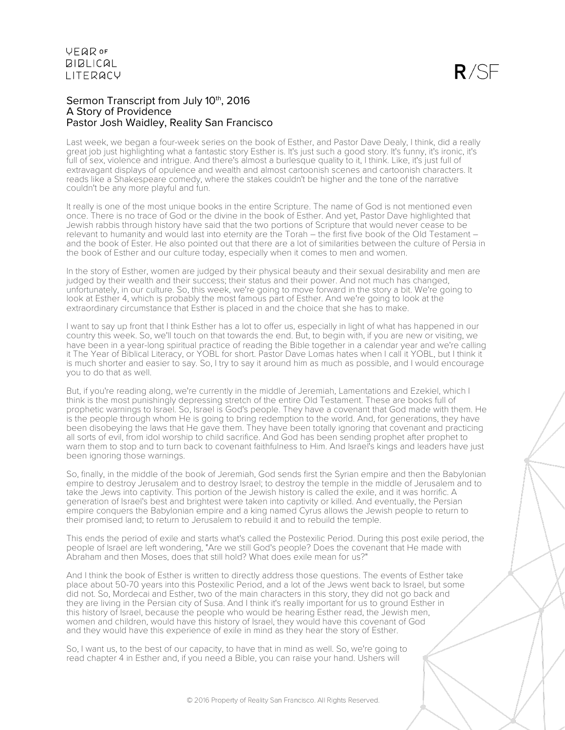# Sermon Transcript from July 10th, 2016
## A Story of Providence
### Pastor Josh Waidley, Reality San Francisco

Last week, we began a four-week series on the book of Esther, and Pastor Dave Dealy, I think, did a really great job just highlighting what a fantastic story Esther is. It's just such a good story. It's funny, it's ironic, it's full of sex, violence and intrigue. And there's almost a burlesque quality to it, I think. Like, it's just full of extravagant displays of opulence and wealth and almost cartoonish scenes and cartoonish characters. It reads like a Shakespeare comedy, where the stakes couldn't be higher and the tone of the narrative couldn't be any more playful and fun.

It really is one of the most unique books in the entire Scripture. The name of God is not mentioned even once. There is no trace of God or the divine in the book of Esther. And yet, Pastor Dave highlighted that Jewish rabbis through history have said that the two portions of Scripture that would never cease to be relevant to humanity and would last into eternity are the Torah – the first five book of the Old Testament – and the book of Ester. He also pointed out that there are a lot of similarities between the culture of Persia in the book of Esther and our culture today, especially when it comes to men and women.

In the story of Esther, women are judged by their physical beauty and their sexual desirability and men are judged by their wealth and their success; their status and their power. And not much has changed, unfortunately, in our culture. So, this week, we're going to move forward in the story a bit. We're going to look at Esther 4, which is probably the most famous part of Esther. And we're going to look at the extraordinary circumstance that Esther is placed in and the choice that she has to make.

I want to say up front that I think Esther has a lot to offer us, especially in light of what has happened in our country this week. So, we'll touch on that towards the end. But, to begin with, if you are new or visiting, we have been in a year-long spiritual practice of reading the Bible together in a calendar year and we're calling it The Year of Biblical Literacy, or YOBL for short. Pastor Dave Lomas hates when I call it YOBL, but I think it is much shorter and easier to say. So, I try to say it around him as much as possible, and I would encourage you to do that as well.

But, if you're reading along, we're currently in the middle of Jeremiah, Lamentations and Ezekiel, which I think is the most punishingly depressing stretch of the entire Old Testament. These are books full of prophetic warnings to Israel. So, Israel is God's people. They have a covenant that God made with them. He is the people through whom He is going to bring redemption to the world. And, for generations, they have been disobeying the laws that He gave them. They have been totally ignoring that covenant and practicing all sorts of evil, from idol worship to child sacrifice. And God has been sending prophet after prophet to warn them to stop and to turn back to covenant faithfulness to Him. And Israel's kings and leaders have just been ignoring those warnings.

So, finally, in the middle of the book of Jeremiah, God sends first the Syrian empire and then the Babylonian empire to destroy Jerusalem and to destroy Israel; to destroy the temple in the middle of Jerusalem and to take the Jews into captivity. This portion of the Jewish history is called the exile, and it was horrific. A generation of Israel's best and brightest were taken into captivity or killed. And eventually, the Persian empire conquers the Babylonian empire and a king named Cyrus allows the Jewish people to return to their promised land; to return to Jerusalem to rebuild it and to rebuild the temple.

This ends the period of exile and starts what's called the Postexilic Period. During this post exile period, the people of Israel are left wondering, "Are we still God's people? Does the covenant that He made with Abraham and then Moses, does that still hold? What does exile mean for us?"

And I think the book of Esther is written to directly address those questions. The events of Esther take place about 50-70 years into this Postexilic Period, and a lot of the Jews went back to Israel, but some did not. So, Mordecai and Esther, two of the main characters in this story, they did not go back and they are living in the Persian city of Susa. And I think it's really important for us to ground Esther in this history of Israel, because the people who would be hearing Esther read, the Jewish men, women and children, would have this history of Israel, they would have this covenant of God and they would have this experience of exile in mind as they hear the story of Esther.

So, I want us, to the best of our capacity, to have that in mind as well. So, we're going to read chapter 4 in Esther and, if you need a Bible, you can raise your hand. Ushers will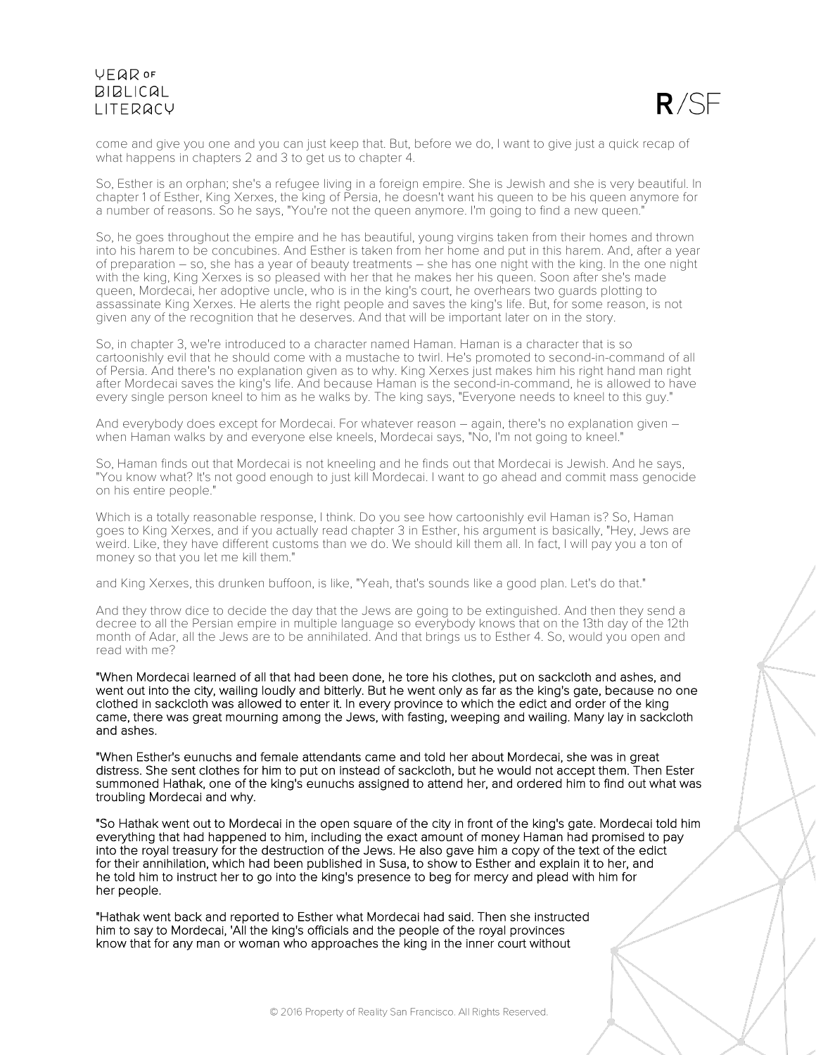come and give you one and you can just keep that. But, before we do, I want to give just a quick recap of what happens in chapters 2 and 3 to get us to chapter 4.

So, Esther is an orphan; she's a refugee living in a foreign empire. She is Jewish and she is very beautiful. In chapter 1 of Esther, King Xerxes, the king of Persia, he doesn't want his queen to be his queen anymore for a number of reasons. So he says, "You're not the queen anymore. I'm going to find a new queen."

So, he goes throughout the empire and he has beautiful, young virgins taken from their homes and thrown into his harem to be concubines. And Esther is taken from her home and put in this harem. And, after a year of preparation – so, she has a year of beauty treatments – she has one night with the king. In the one night with the king, King Xerxes is so pleased with her that he makes her his queen. Soon after she's made queen, Mordecai, her adoptive uncle, who is in the king's court, he overhears two guards plotting to assassinate King Xerxes. He alerts the right people and saves the king's life. But, for some reason, is not given any of the recognition that he deserves. And that will be important later on in the story.

So, in chapter 3, we're introduced to a character named Haman. Haman is a character that is so cartoonishly evil that he should come with a mustache to twirl. He's promoted to second-in-command of all of Persia. And there's no explanation given as to why. King Xerxes just makes him his right hand man right after Mordecai saves the king's life. And because Haman is the second-in-command, he is allowed to have every single person kneel to him as he walks by. The king says, "Everyone needs to kneel to this guy."

And everybody does except for Mordecai. For whatever reason – again, there's no explanation given – when Haman walks by and everyone else kneels, Mordecai says, "No, I'm not going to kneel."

So, Haman finds out that Mordecai is not kneeling and he finds out that Mordecai is Jewish. And he says, "You know what? It's not good enough to just kill Mordecai. I want to go ahead and commit mass genocide on his entire people."

Which is a totally reasonable response, I think. Do you see how cartoonishly evil Haman is? So, Haman goes to King Xerxes, and if you actually read chapter 3 in Esther, his argument is basically, "Hey, Jews are weird. Like, they have different customs than we do. We should kill them all. In fact, I will pay you a ton of money so that you let me kill them."

and King Xerxes, this drunken buffoon, is like, "Yeah, that's sounds like a good plan. Let's do that."

And they throw dice to decide the day that the Jews are going to be extinguished. And then they send a decree to all the Persian empire in multiple language so everybody knows that on the 13th day of the 12th month of Adar, all the Jews are to be annihilated. And that brings us to Esther 4. So, would you open and read with me?

"When Mordecai learned of all that had been done, he tore his clothes, put on sackcloth and ashes, and went out into the city, wailing loudly and bitterly. But he went only as far as the king's gate, because no one clothed in sackcloth was allowed to enter it. In every province to which the edict and order of the king came, there was great mourning among the Jews, with fasting, weeping and wailing. Many lay in sackcloth and ashes.

"When Esther's eunuchs and female attendants came and told her about Mordecai, she was in great distress. She sent clothes for him to put on instead of sackcloth, but he would not accept them. Then Ester summoned Hathak, one of the king's eunuchs assigned to attend her, and ordered him to find out what was troubling Mordecai and why.

"So Hathak went out to Mordecai in the open square of the city in front of the king's gate. Mordecai told him everything that had happened to him, including the exact amount of money Haman had promised to pay into the royal treasury for the destruction of the Jews. He also gave him a copy of the text of the edict for their annihilation, which had been published in Susa, to show to Esther and explain it to her, and he told him to instruct her to go into the king's presence to beg for mercy and plead with him for her people.

"Hathak went back and reported to Esther what Mordecai had said. Then she instructed him to say to Mordecai, 'All the king's officials and the people of the royal provinces know that for any man or woman who approaches the king in the inner court without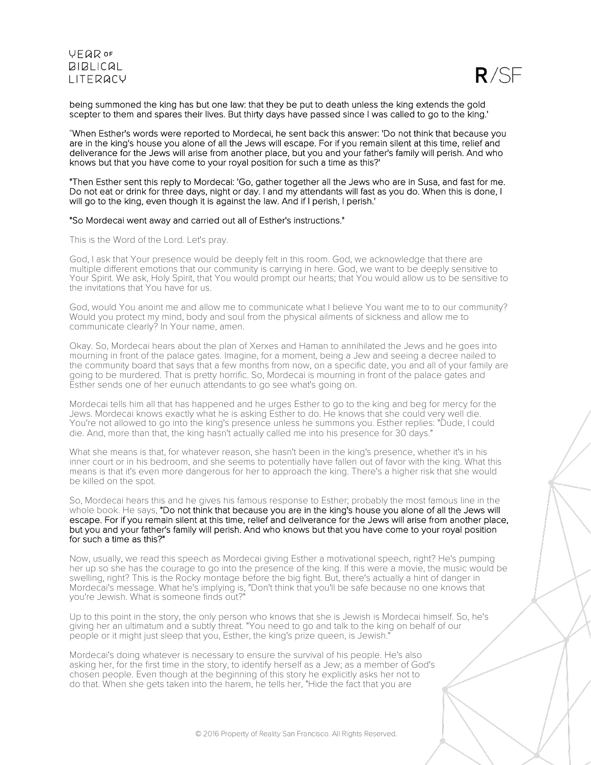being summoned the king has but one law: that they be put to death unless the king extends the gold scepter to them and spares their lives. But thirty days have passed since I was called to go to the king.'

"When Esther's words were reported to Mordecai, he sent back this answer: 'Do not think that because you are in the king's house you alone of all the Jews will escape. For if you remain silent at this time, relief and deliverance for the Jews will arise from another place, but you and your father's family will perish. And who knows but that you have come to your royal position for such a time as this?'

"Then Esther sent this reply to Mordecai: 'Go, gather together all the Jews who are in Susa, and fast for me. Do not eat or drink for three days, night or day. I and my attendants will fast as you do. When this is done, I will go to the king, even though it is against the law. And if I perish, I perish.'

"So Mordecai went away and carried out all of Esther's instructions."

This is the Word of the Lord. Let's pray.

God, I ask that Your presence would be deeply felt in this room. God, we acknowledge that there are multiple different emotions that our community is carrying in here. God, we want to be deeply sensitive to Your Spirit. We ask, Holy Spirit, that You would prompt our hearts; that You would allow us to be sensitive to the invitations that You have for us.

God, would You anoint me and allow me to communicate what I believe You want me to to our community? Would you protect my mind, body and soul from the physical ailments of sickness and allow me to communicate clearly? In Your name, amen.

Okay. So, Mordecai hears about the plan of Xerxes and Haman to annihilated the Jews and he goes into mourning in front of the palace gates. Imagine, for a moment, being a Jew and seeing a decree nailed to the community board that says that a few months from now, on a specific date, you and all of your family are going to be murdered. That is pretty horrific. So, Mordecai is mourning in front of the palace gates and Esther sends one of her eunuch attendants to go see what's going on.

Mordecai tells him all that has happened and he urges Esther to go to the king and beg for mercy for the Jews. Mordecai knows exactly what he is asking Esther to do. He knows that she could very well die. You're not allowed to go into the king's presence unless he summons you. Esther replies: "Dude, I could die. And, more than that, the king hasn't actually called me into his presence for 30 days."

What she means is that, for whatever reason, she hasn't been in the king's presence, whether it's in his inner court or in his bedroom, and she seems to potentially have fallen out of favor with the king. What this means is that it's even more dangerous for her to approach the king. There's a higher risk that she would be killed on the spot.

So, Mordecai hears this and he gives his famous response to Esther; probably the most famous line in the whole book. He says, "Do not think that because you are in the king's house you alone of all the Jews will escape. For if you remain silent at this time, relief and deliverance for the Jews will arise from another place, but you and your father's family will perish. And who knows but that you have come to your royal position for such a time as this?"

Now, usually, we read this speech as Mordecai giving Esther a motivational speech, right? He's pumping her up so she has the courage to go into the presence of the king. If this were a movie, the music would be swelling, right? This is the Rocky montage before the big fight. But, there's actually a hint of danger in Mordecai's message. What he's implying is, "Don't think that you'll be safe because no one knows that you're Jewish. What is someone finds out?"

Up to this point in the story, the only person who knows that she is Jewish is Mordecai himself. So, he's giving her an ultimatum and a subtly threat. "You need to go and talk to the king on behalf of our people or it might just sleep that you, Esther, the king's prize queen, is Jewish."

Mordecai's doing whatever is necessary to ensure the survival of his people. He's also asking her, for the first time in the story, to identify herself as a Jew; as a member of God's chosen people. Even though at the beginning of this story he explicitly asks her not to do that. When she gets taken into the harem, he tells her, "Hide the fact that you are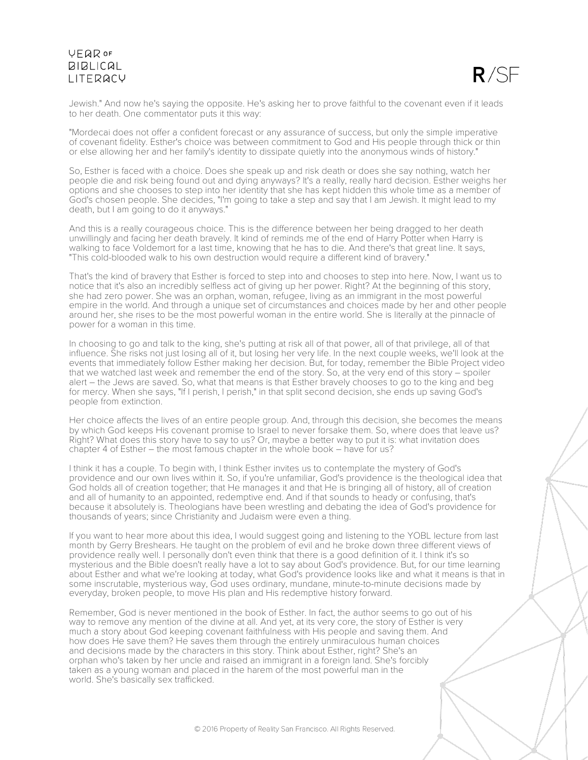Jewish." And now he's saying the opposite. He's asking her to prove faithful to the covenant even if it leads to her death. One commentator puts it this way:

"Mordecai does not offer a confident forecast or any assurance of success, but only the simple imperative of covenant fidelity. Esther's choice was between commitment to God and His people through thick or thin or else allowing her and her family's identity to dissipate quietly into the anonymous winds of history."

So, Esther is faced with a choice. Does she speak up and risk death or does she say nothing, watch her people die and risk being found out and dying anyways? It's a really, really hard decision. Esther weighs her options and she chooses to step into her identity that she has kept hidden this whole time as a member of God's chosen people. She decides, "I'm going to take a step and say that I am Jewish. It might lead to my death, but I am going to do it anyways."

And this is a really courageous choice. This is the difference between her being dragged to her death unwillingly and facing her death bravely. It kind of reminds me of the end of Harry Potter when Harry is walking to face Voldemort for a last time, knowing that he has to die. And there's that great line. It says, "This cold-blooded walk to his own destruction would require a different kind of bravery."

That's the kind of bravery that Esther is forced to step into and chooses to step into here. Now, I want us to notice that it's also an incredibly selfless act of giving up her power. Right? At the beginning of this story, she had zero power. She was an orphan, woman, refugee, living as an immigrant in the most powerful empire in the world. And through a unique set of circumstances and choices made by her and other people around her, she rises to be the most powerful woman in the entire world. She is literally at the pinnacle of power for a woman in this time.

In choosing to go and talk to the king, she's putting at risk all of that power, all of that privilege, all of that influence. She risks not just losing all of it, but losing her very life. In the next couple weeks, we'll look at the events that immediately follow Esther making her decision. But, for today, remember the Bible Project video that we watched last week and remember the end of the story. So, at the very end of this story – spoiler alert – the Jews are saved. So, what that means is that Esther bravely chooses to go to the king and beg for mercy. When she says, "If I perish, I perish," in that split second decision, she ends up saving God's people from extinction.

Her choice affects the lives of an entire people group. And, through this decision, she becomes the means by which God keeps His covenant promise to Israel to never forsake them. So, where does that leave us? Right? What does this story have to say to us? Or, maybe a better way to put it is: what invitation does chapter 4 of Esther – the most famous chapter in the whole book – have for us?

I think it has a couple. To begin with, I think Esther invites us to contemplate the mystery of God's providence and our own lives within it. So, if you're unfamiliar, God's providence is the theological idea that God holds all of creation together; that He manages it and that He is bringing all of history, all of creation and all of humanity to an appointed, redemptive end. And if that sounds to heady or confusing, that's because it absolutely is. Theologians have been wrestling and debating the idea of God's providence for thousands of years; since Christianity and Judaism were even a thing.

If you want to hear more about this idea, I would suggest going and listening to the YOBL lecture from last month by Gerry Breshears. He taught on the problem of evil and he broke down three different views of providence really well. I personally don't even think that there is a good definition of it. I think it's so mysterious and the Bible doesn't really have a lot to say about God's providence. But, for our time learning about Esther and what we're looking at today, what God's providence looks like and what it means is that in some inscrutable, mysterious way, God uses ordinary, mundane, minute-to-minute decisions made by everyday, broken people, to move His plan and His redemptive history forward.

Remember, God is never mentioned in the book of Esther. In fact, the author seems to go out of his way to remove any mention of the divine at all. And yet, at its very core, the story of Esther is very much a story about God keeping covenant faithfulness with His people and saving them. And how does He save them? He saves them through the entirely unmiraculous human choices and decisions made by the characters in this story. Think about Esther, right? She's an orphan who's taken by her uncle and raised an immigrant in a foreign land. She's forcibly taken as a young woman and placed in the harem of the most powerful man in the world. She's basically sex trafficked.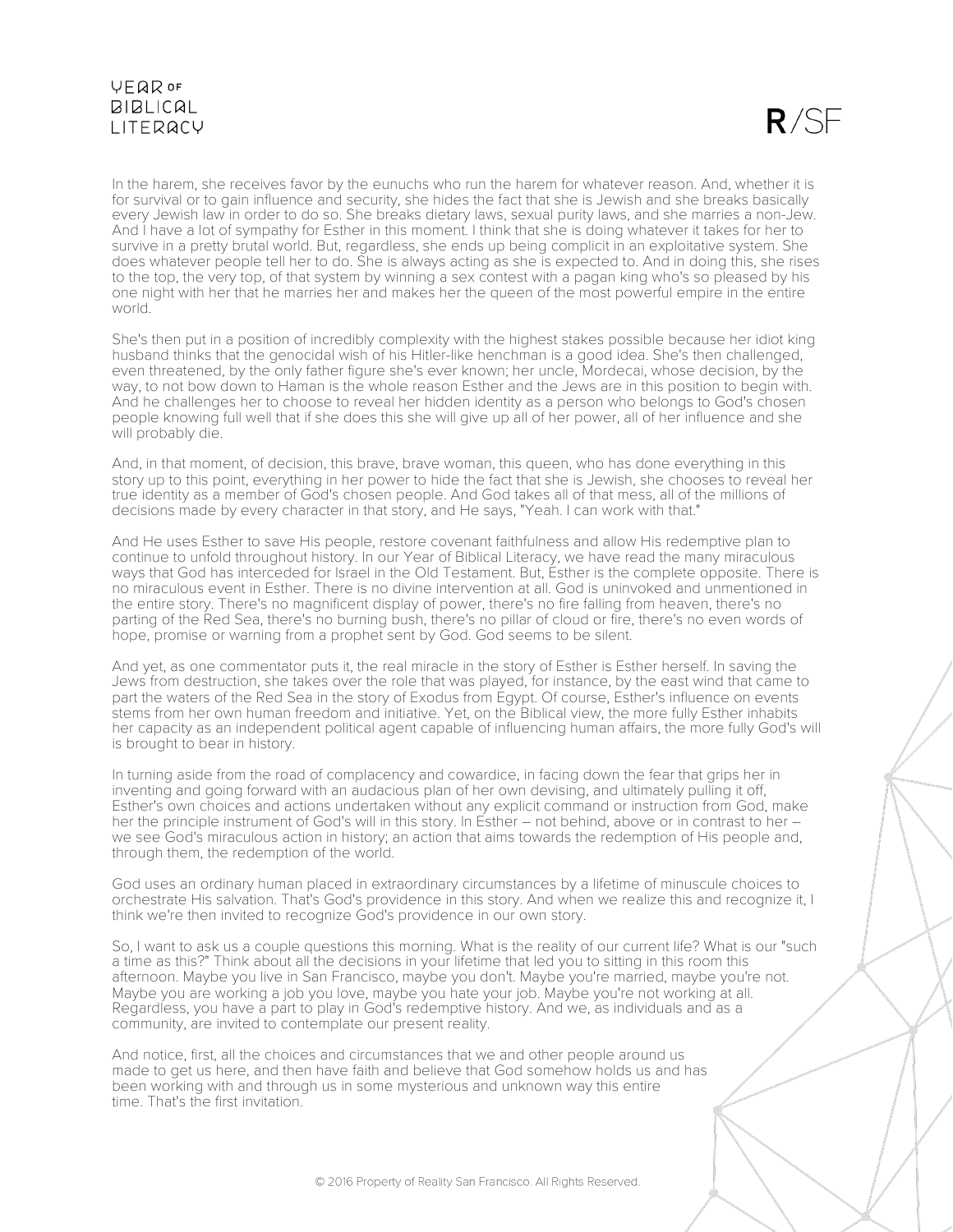In the harem, she receives favor by the eunuchs who run the harem for whatever reason. And, whether it is for survival or to gain influence and security, she hides the fact that she is Jewish and she breaks basically every Jewish law in order to do so. She breaks dietary laws, sexual purity laws, and she marries a non-Jew. And I have a lot of sympathy for Esther in this moment. I think that she is doing whatever it takes for her to survive in a pretty brutal world. But, regardless, she ends up being complicit in an exploitative system. She does whatever people tell her to do. She is always acting as she is expected to. And in doing this, she rises to the top, the very top, of that system by winning a sex contest with a pagan king who's so pleased by his one night with her that he marries her and makes her the queen of the most powerful empire in the entire world.

She's then put in a position of incredibly complexity with the highest stakes possible because her idiot king husband thinks that the genocidal wish of his Hitler-like henchman is a good idea. She's then challenged, even threatened, by the only father figure she's ever known; her uncle, Mordecai, whose decision, by the way, to not bow down to Haman is the whole reason Esther and the Jews are in this position to begin with. And he challenges her to choose to reveal her hidden identity as a person who belongs to God's chosen people knowing full well that if she does this she will give up all of her power, all of her influence and she will probably die.

And, in that moment, of decision, this brave, brave woman, this queen, who has done everything in this story up to this point, everything in her power to hide the fact that she is Jewish, she chooses to reveal her true identity as a member of God's chosen people. And God takes all of that mess, all of the millions of decisions made by every character in that story, and He says, "Yeah. I can work with that."

And He uses Esther to save His people, restore covenant faithfulness and allow His redemptive plan to continue to unfold throughout history. In our Year of Biblical Literacy, we have read the many miraculous ways that God has interceded for Israel in the Old Testament. But, Esther is the complete opposite. There is no miraculous event in Esther. There is no divine intervention at all. God is uninvoked and unmentioned in the entire story. There's no magnificent display of power, there's no fire falling from heaven, there's no parting of the Red Sea, there's no burning bush, there's no pillar of cloud or fire, there's no even words of hope, promise or warning from a prophet sent by God. God seems to be silent.

And yet, as one commentator puts it, the real miracle in the story of Esther is Esther herself. In saving the Jews from destruction, she takes over the role that was played, for instance, by the east wind that came to part the waters of the Red Sea in the story of Exodus from Egypt. Of course, Esther's influence on events stems from her own human freedom and initiative. Yet, on the Biblical view, the more fully Esther inhabits her capacity as an independent political agent capable of influencing human affairs, the more fully God's will is brought to bear in history.

In turning aside from the road of complacency and cowardice, in facing down the fear that grips her in inventing and going forward with an audacious plan of her own devising, and ultimately pulling it off, Esther's own choices and actions undertaken without any explicit command or instruction from God, make her the principle instrument of God's will in this story. In Esther – not behind, above or in contrast to her – we see God's miraculous action in history; an action that aims towards the redemption of His people and, through them, the redemption of the world.

God uses an ordinary human placed in extraordinary circumstances by a lifetime of minuscule choices to orchestrate His salvation. That's God's providence in this story. And when we realize this and recognize it, I think we're then invited to recognize God's providence in our own story.

So, I want to ask us a couple questions this morning. What is the reality of our current life? What is our "such a time as this?" Think about all the decisions in your lifetime that led you to sitting in this room this afternoon. Maybe you live in San Francisco, maybe you don't. Maybe you're married, maybe you're not. Maybe you are working a job you love, maybe you hate your job. Maybe you're not working at all. Regardless, you have a part to play in God's redemptive history. And we, as individuals and as a community, are invited to contemplate our present reality.

And notice, first, all the choices and circumstances that we and other people around us made to get us here, and then have faith and believe that God somehow holds us and has been working with and through us in some mysterious and unknown way this entire time. That's the first invitation.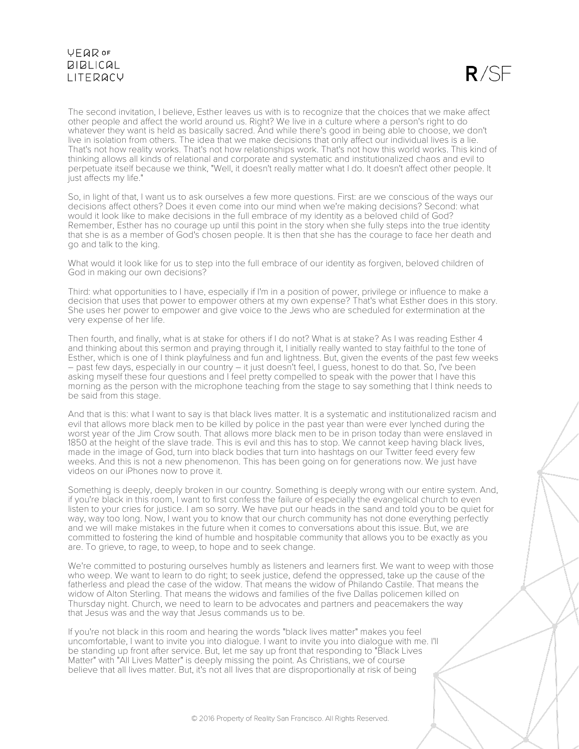The second invitation, I believe, Esther leaves us with is to recognize that the choices that we make affect other people and affect the world around us. Right? We live in a culture where a person's right to do whatever they want is held as basically sacred. And while there's good in being able to choose, we don't live in isolation from others. The idea that we make decisions that only affect our individual lives is a lie. That's not how reality works. That's not how relationships work. That's not how this world works. This kind of thinking allows all kinds of relational and corporate and systematic and institutionalized chaos and evil to perpetuate itself because we think, "Well, it doesn't really matter what I do. It doesn't affect other people. It just affects my life."

So, in light of that, I want us to ask ourselves a few more questions. First: are we conscious of the ways our decisions affect others? Does it even come into our mind when we're making decisions? Second: what would it look like to make decisions in the full embrace of my identity as a beloved child of God? Remember, Esther has no courage up until this point in the story when she fully steps into the true identity that she is as a member of God's chosen people. It is then that she has the courage to face her death and go and talk to the king.

What would it look like for us to step into the full embrace of our identity as forgiven, beloved children of God in making our own decisions?

Third: what opportunities to I have, especially if I'm in a position of power, privilege or influence to make a decision that uses that power to empower others at my own expense? That's what Esther does in this story. She uses her power to empower and give voice to the Jews who are scheduled for extermination at the very expense of her life.

Then fourth, and finally, what is at stake for others if I do not? What is at stake? As I was reading Esther 4 and thinking about this sermon and praying through it, I initially really wanted to stay faithful to the tone of Esther, which is one of I think playfulness and fun and lightness. But, given the events of the past few weeks – past few days, especially in our country – it just doesn't feel, I guess, honest to do that. So, I've been asking myself these four questions and I feel pretty compelled to speak with the power that I have this morning as the person with the microphone teaching from the stage to say something that I think needs to be said from this stage.

And that is this: what I want to say is that black lives matter. It is a systematic and institutionalized racism and evil that allows more black men to be killed by police in the past year than were ever lynched during the worst year of the Jim Crow south. That allows more black men to be in prison today than were enslaved in 1850 at the height of the slave trade. This is evil and this has to stop. We cannot keep having black lives, made in the image of God, turn into black bodies that turn into hashtags on our Twitter feed every few weeks. And this is not a new phenomenon. This has been going on for generations now. We just have videos on our iPhones now to prove it.

Something is deeply, deeply broken in our country. Something is deeply wrong with our entire system. And, if you're black in this room, I want to first confess the failure of especially the evangelical church to even listen to your cries for justice. I am so sorry. We have put our heads in the sand and told you to be quiet for way, way too long. Now, I want you to know that our church community has not done everything perfectly and we will make mistakes in the future when it comes to conversations about this issue. But, we are committed to fostering the kind of humble and hospitable community that allows you to be exactly as you are. To grieve, to rage, to weep, to hope and to seek change.

We're committed to posturing ourselves humbly as listeners and learners first. We want to weep with those who weep. We want to learn to do right; to seek justice, defend the oppressed, take up the cause of the fatherless and plead the case of the widow. That means the widow of Philando Castile. That means the widow of Alton Sterling. That means the widows and families of the five Dallas policemen killed on Thursday night. Church, we need to learn to be advocates and partners and peacemakers the way that Jesus was and the way that Jesus commands us to be.

If you're not black in this room and hearing the words "black lives matter" makes you feel uncomfortable, I want to invite you into dialogue. I want to invite you into dialogue with me. I'll be standing up front after service. But, let me say up front that responding to "Black Lives Matter" with "All Lives Matter" is deeply missing the point. As Christians, we of course believe that all lives matter. But, it's not all lives that are disproportionally at risk of being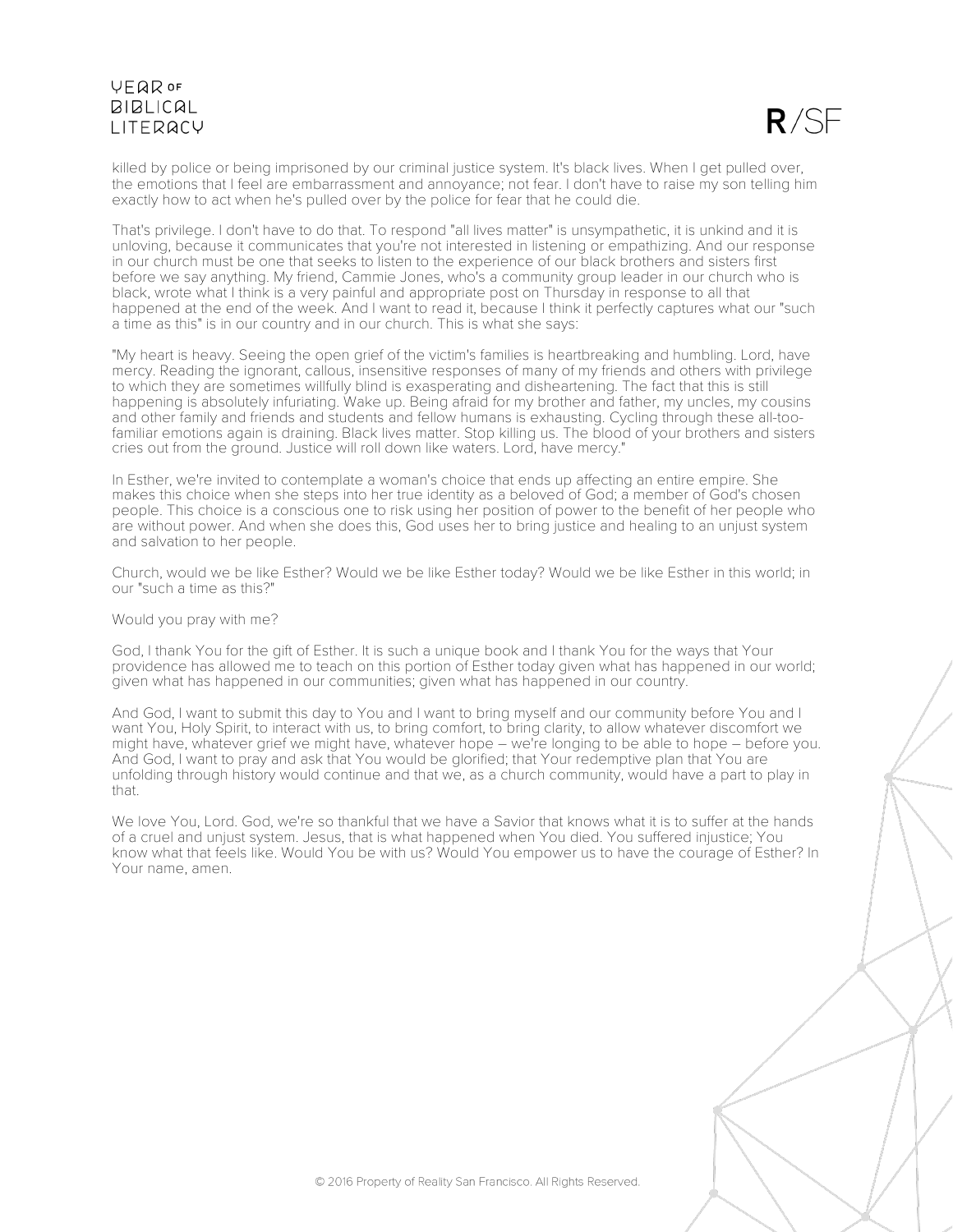killed by police or being imprisoned by our criminal justice system. It's black lives. When I get pulled over, the emotions that I feel are embarrassment and annoyance; not fear. I don't have to raise my son telling him exactly how to act when he's pulled over by the police for fear that he could die.

That's privilege. I don't have to do that. To respond "all lives matter" is unsympathetic, it is unkind and it is unloving, because it communicates that you're not interested in listening or empathizing. And our response in our church must be one that seeks to listen to the experience of our black brothers and sisters first before we say anything. My friend, Cammie Jones, who's a community group leader in our church who is black, wrote what I think is a very painful and appropriate post on Thursday in response to all that happened at the end of the week. And I want to read it, because I think it perfectly captures what our "such a time as this" is in our country and in our church. This is what she says:

"My heart is heavy. Seeing the open grief of the victim's families is heartbreaking and humbling. Lord, have mercy. Reading the ignorant, callous, insensitive responses of many of my friends and others with privilege to which they are sometimes willfully blind is exasperating and disheartening. The fact that this is still happening is absolutely infuriating. Wake up. Being afraid for my brother and father, my uncles, my cousins and other family and friends and students and fellow humans is exhausting. Cycling through these all-too-familiar emotions again is draining. Black lives matter. Stop killing us. The blood of your brothers and sisters cries out from the ground. Justice will roll down like waters. Lord, have mercy."

In Esther, we're invited to contemplate a woman's choice that ends up affecting an entire empire. She makes this choice when she steps into her true identity as a beloved of God; a member of God's chosen people. This choice is a conscious one to risk using her position of power to the benefit of her people who are without power. And when she does this, God uses her to bring justice and healing to an unjust system and salvation to her people.

Church, would we be like Esther? Would we be like Esther today? Would we be like Esther in this world; in our "such a time as this?"

Would you pray with me?

God, I thank You for the gift of Esther. It is such a unique book and I thank You for the ways that Your providence has allowed me to teach on this portion of Esther today given what has happened in our world; given what has happened in our communities; given what has happened in our country.

And God, I want to submit this day to You and I want to bring myself and our community before You and I want You, Holy Spirit, to interact with us, to bring comfort, to bring clarity, to allow whatever discomfort we might have, whatever grief we might have, whatever hope – we're longing to be able to hope – before you. And God, I want to pray and ask that You would be glorified; that Your redemptive plan that You are unfolding through history would continue and that we, as a church community, would have a part to play in that.

We love You, Lord. God, we're so thankful that we have a Savior that knows what it is to suffer at the hands of a cruel and unjust system. Jesus, that is what happened when You died. You suffered injustice; You know what that feels like. Would You be with us? Would You empower us to have the courage of Esther? In Your name, amen.